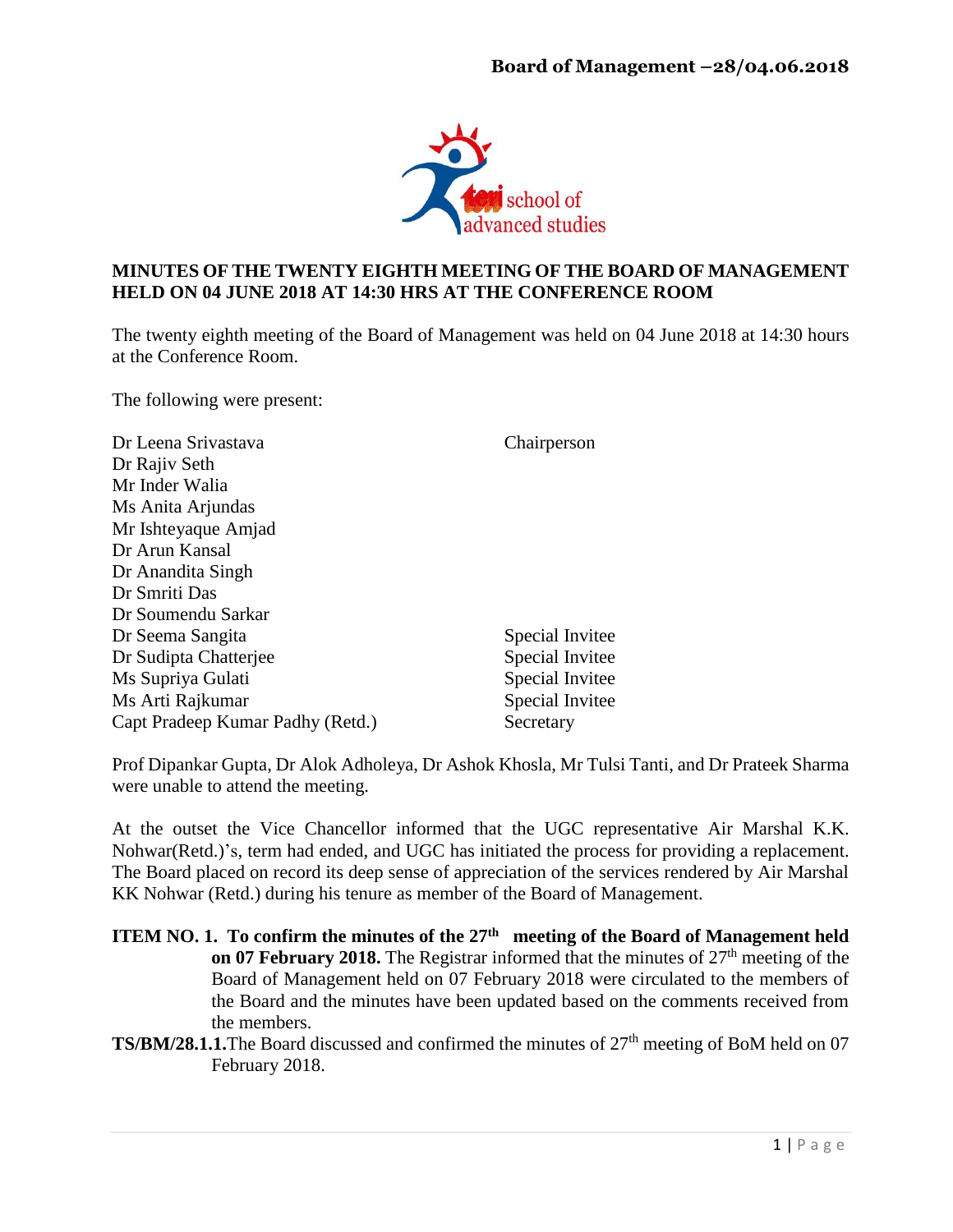# MINUTES OF THE TWENTY EIGHTH MEETING OF THE BOARD OF MANAGEMENT HELD ON 04 JUNE 2018 AT 14:30 HRS AT THE CONFERENCE ROOM

The twenty eighth meeting of the Board of Management was held on 04 June 2018 at 14:30 hours at the Conference Room.

The following were present:

| | |
|---|---|
| Dr Leena Srivastava | Chairperson |
| Dr Rajiv Seth | |
| Mr Inder Walia | |
| Ms Anita Arjundas | |
| Mr Ishteyaque Amjad | |
| Dr Arun Kansal | |
| Dr Anandita Singh | |
| Dr Smriti Das | |
| Dr Soumendu Sarkar | |
| Dr Seema Sangita | Special Invitee |
| Dr Sudipta Chatterjee | Special Invitee |
| Ms Supriya Gulati | Special Invitee |
| Ms Arti Rajkumar | Special Invitee |
| Capt Pradeep Kumar Padhy (Retd.) | Secretary |

Prof Dipankar Gupta, Dr Alok Adholeya, Dr Ashok Khosla, Mr Tulsi Tanti, and Dr Prateek Sharma were unable to attend the meeting.

At the outset the Vice Chancellor informed that the UGC representative Air Marshal K.K. Nohwar(Retd.)'s, term had ended, and UGC has initiated the process for providing a replacement. The Board placed on record its deep sense of appreciation of the services rendered by Air Marshal KK Nohwar (Retd.) during his tenure as member of the Board of Management.

**ITEM NO. 1. To confirm the minutes of the 27th meeting of the Board of Management held on 07 February 2018.** The Registrar informed that the minutes of 27th meeting of the Board of Management held on 07 February 2018 were circulated to the members of the Board and the minutes have been updated based on the comments received from the members.

**TS/BM/28.1.1.** The Board discussed and confirmed the minutes of 27th meeting of BoM held on 07 February 2018.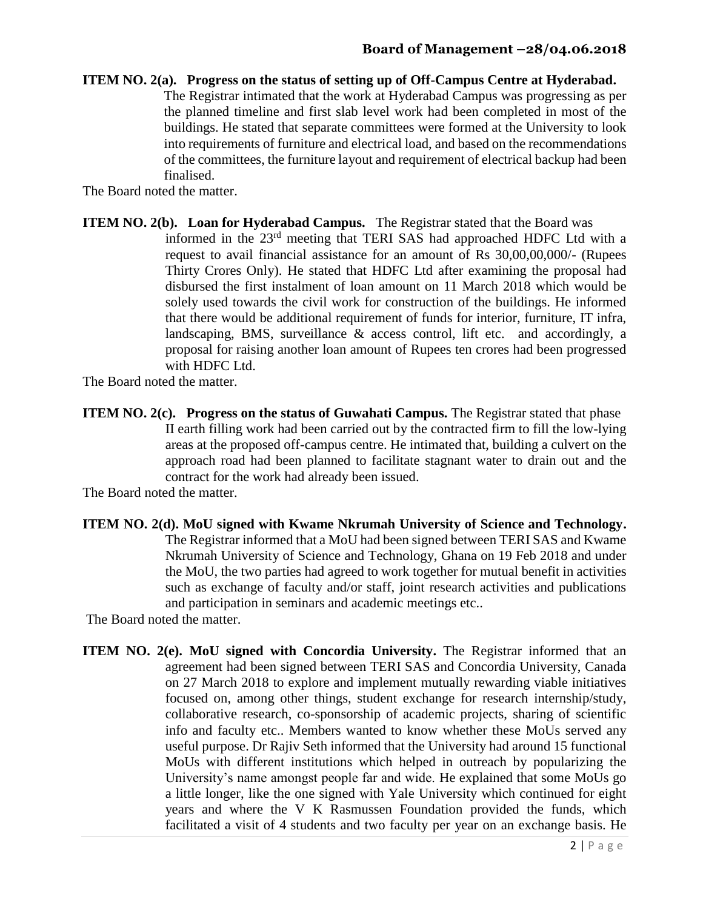**ITEM NO. 2(a). Progress on the status of setting up of Off-Campus Centre at Hyderabad.**

The Registrar intimated that the work at Hyderabad Campus was progressing as per the planned timeline and first slab level work had been completed in most of the buildings. He stated that separate committees were formed at the University to look into requirements of furniture and electrical load, and based on the recommendations of the committees, the furniture layout and requirement of electrical backup had been finalised.

The Board noted the matter.

**ITEM NO. 2(b). Loan for Hyderabad Campus.** The Registrar stated that the Board was informed in the 23rd meeting that TERI SAS had approached HDFC Ltd with a request to avail financial assistance for an amount of Rs 30,00,00,000/- (Rupees Thirty Crores Only). He stated that HDFC Ltd after examining the proposal had disbursed the first instalment of loan amount on 11 March 2018 which would be solely used towards the civil work for construction of the buildings. He informed that there would be additional requirement of funds for interior, furniture, IT infra, landscaping, BMS, surveillance & access control, lift etc. and accordingly, a proposal for raising another loan amount of Rupees ten crores had been progressed with HDFC Ltd.

The Board noted the matter.

**ITEM NO. 2(c). Progress on the status of Guwahati Campus.** The Registrar stated that phase II earth filling work had been carried out by the contracted firm to fill the low-lying areas at the proposed off-campus centre. He intimated that, building a culvert on the approach road had been planned to facilitate stagnant water to drain out and the contract for the work had already been issued.

The Board noted the matter.

**ITEM NO. 2(d). MoU signed with Kwame Nkrumah University of Science and Technology.**

The Registrar informed that a MoU had been signed between TERI SAS and Kwame Nkrumah University of Science and Technology, Ghana on 19 Feb 2018 and under the MoU, the two parties had agreed to work together for mutual benefit in activities such as exchange of faculty and/or staff, joint research activities and publications and participation in seminars and academic meetings etc..

The Board noted the matter.

**ITEM NO. 2(e). MoU signed with Concordia University.** The Registrar informed that an agreement had been signed between TERI SAS and Concordia University, Canada on 27 March 2018 to explore and implement mutually rewarding viable initiatives focused on, among other things, student exchange for research internship/study, collaborative research, co-sponsorship of academic projects, sharing of scientific info and faculty etc.. Members wanted to know whether these MoUs served any useful purpose. Dr Rajiv Seth informed that the University had around 15 functional MoUs with different institutions which helped in outreach by popularizing the University's name amongst people far and wide. He explained that some MoUs go a little longer, like the one signed with Yale University which continued for eight years and where the V K Rasmussen Foundation provided the funds, which facilitated a visit of 4 students and two faculty per year on an exchange basis. He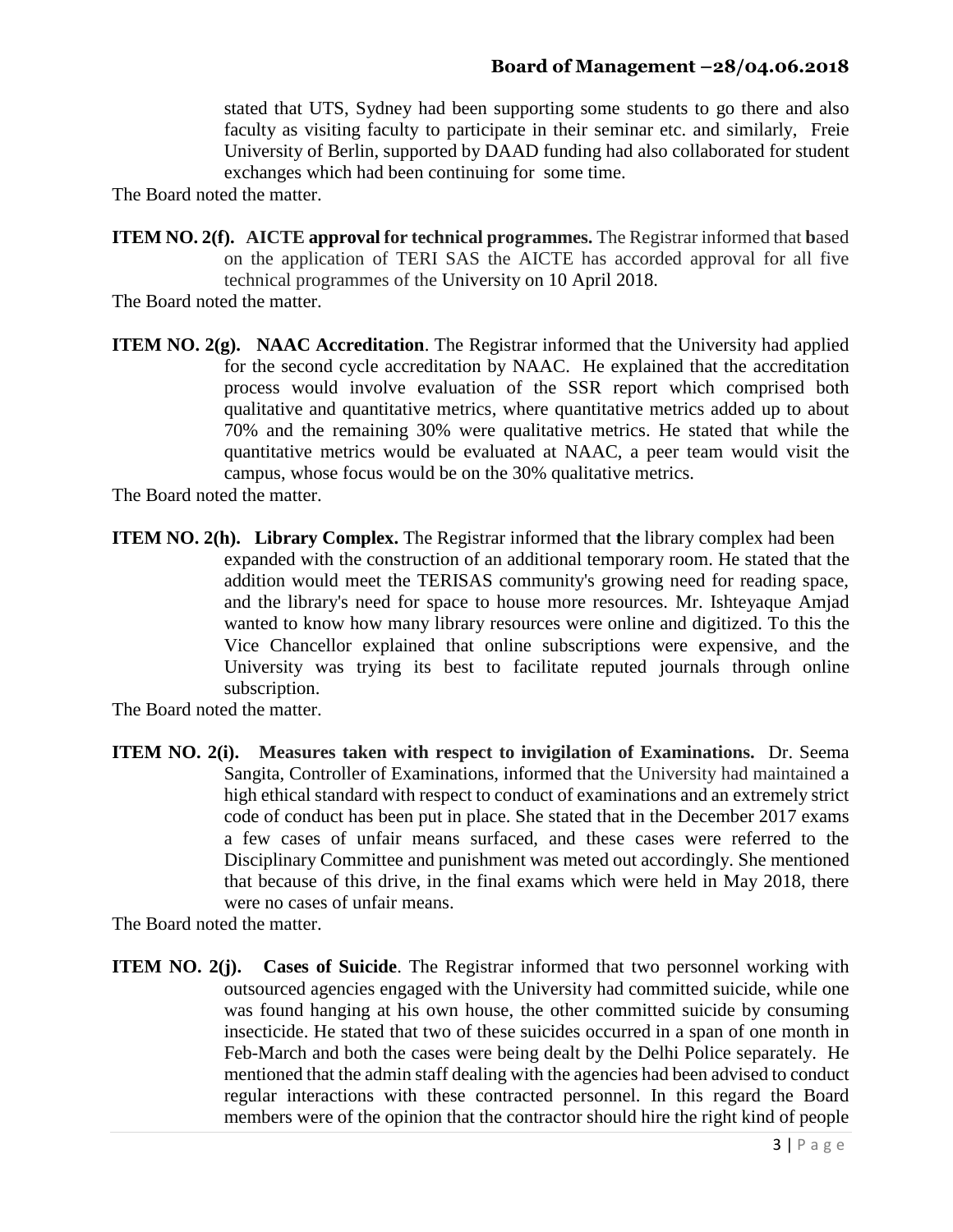stated that UTS, Sydney had been supporting some students to go there and also faculty as visiting faculty to participate in their seminar etc. and similarly, Freie University of Berlin, supported by DAAD funding had also collaborated for student exchanges which had been continuing for some time.

The Board noted the matter.

**ITEM NO. 2(f). AICTE approval for technical programmes.** The Registrar informed that **b**ased on the application of TERI SAS the AICTE has accorded approval for all five technical programmes of the University on 10 April 2018.

The Board noted the matter.

**ITEM NO. 2(g). NAAC Accreditation**. The Registrar informed that the University had applied for the second cycle accreditation by NAAC. He explained that the accreditation process would involve evaluation of the SSR report which comprised both qualitative and quantitative metrics, where quantitative metrics added up to about 70% and the remaining 30% were qualitative metrics. He stated that while the quantitative metrics would be evaluated at NAAC, a peer team would visit the campus, whose focus would be on the 30% qualitative metrics.

The Board noted the matter.

**ITEM NO. 2(h). Library Complex.** The Registrar informed that **t**he library complex had been expanded with the construction of an additional temporary room. He stated that the addition would meet the TERISAS community's growing need for reading space, and the library's need for space to house more resources. Mr. Ishteyaque Amjad wanted to know how many library resources were online and digitized. To this the Vice Chancellor explained that online subscriptions were expensive, and the University was trying its best to facilitate reputed journals through online subscription.

The Board noted the matter.

**ITEM NO. 2(i). Measures taken with respect to invigilation of Examinations.** Dr. Seema Sangita, Controller of Examinations, informed that the University had maintained a high ethical standard with respect to conduct of examinations and an extremely strict code of conduct has been put in place. She stated that in the December 2017 exams a few cases of unfair means surfaced, and these cases were referred to the Disciplinary Committee and punishment was meted out accordingly. She mentioned that because of this drive, in the final exams which were held in May 2018, there were no cases of unfair means.

The Board noted the matter.

**ITEM NO. 2(j). Cases of Suicide**. The Registrar informed that two personnel working with outsourced agencies engaged with the University had committed suicide, while one was found hanging at his own house, the other committed suicide by consuming insecticide. He stated that two of these suicides occurred in a span of one month in Feb-March and both the cases were being dealt by the Delhi Police separately. He mentioned that the admin staff dealing with the agencies had been advised to conduct regular interactions with these contracted personnel. In this regard the Board members were of the opinion that the contractor should hire the right kind of people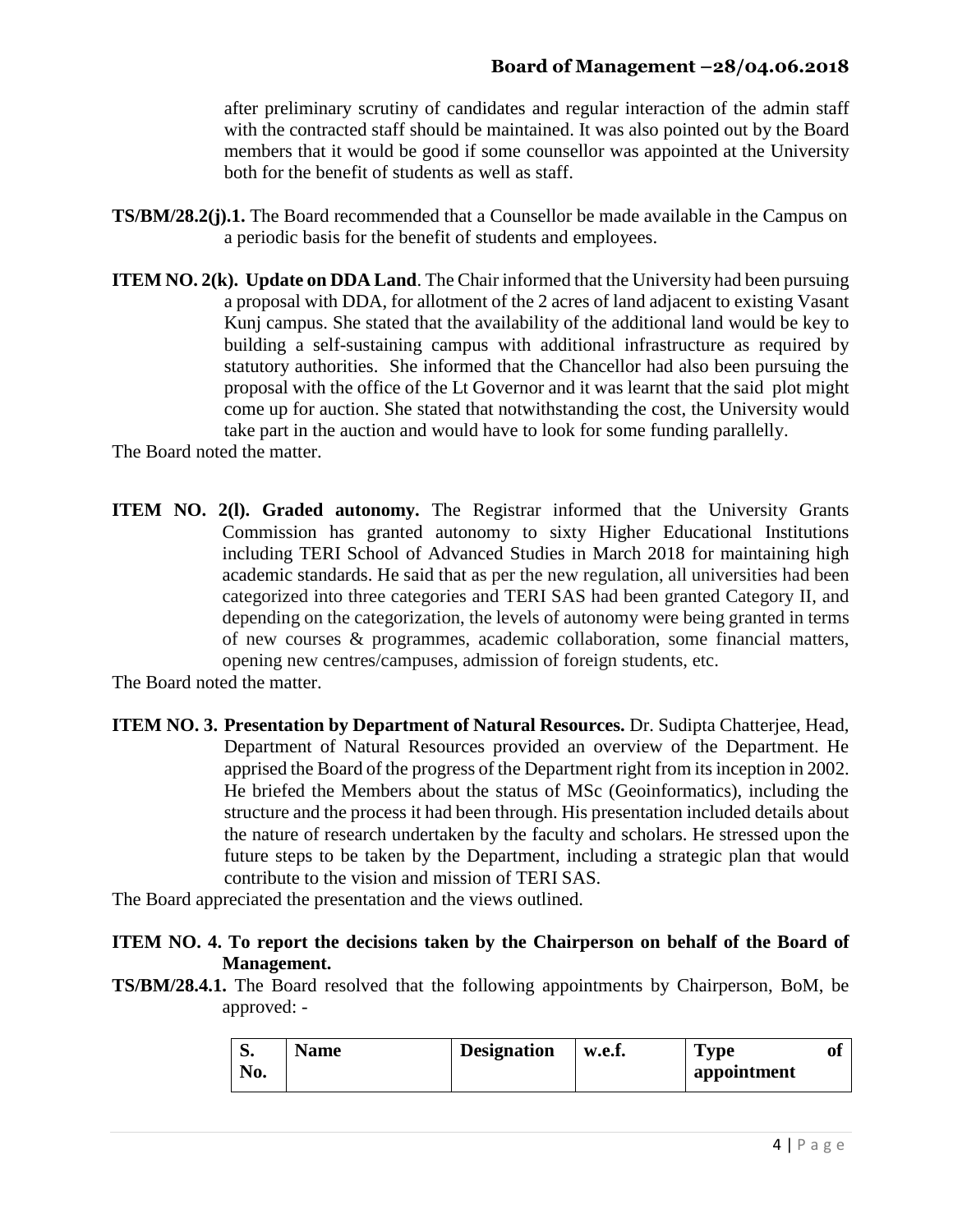after preliminary scrutiny of candidates and regular interaction of the admin staff with the contracted staff should be maintained. It was also pointed out by the Board members that it would be good if some counsellor was appointed at the University both for the benefit of students as well as staff.

**TS/BM/28.2(j).1.** The Board recommended that a Counsellor be made available in the Campus on a periodic basis for the benefit of students and employees.

**ITEM NO. 2(k). Update on DDA Land**. The Chair informed that the University had been pursuing a proposal with DDA, for allotment of the 2 acres of land adjacent to existing Vasant Kunj campus. She stated that the availability of the additional land would be key to building a self-sustaining campus with additional infrastructure as required by statutory authorities. She informed that the Chancellor had also been pursuing the proposal with the office of the Lt Governor and it was learnt that the said plot might come up for auction. She stated that notwithstanding the cost, the University would take part in the auction and would have to look for some funding parallelly.

The Board noted the matter.

**ITEM NO. 2(l). Graded autonomy.** The Registrar informed that the University Grants Commission has granted autonomy to sixty Higher Educational Institutions including TERI School of Advanced Studies in March 2018 for maintaining high academic standards. He said that as per the new regulation, all universities had been categorized into three categories and TERI SAS had been granted Category II, and depending on the categorization, the levels of autonomy were being granted in terms of new courses & programmes, academic collaboration, some financial matters, opening new centres/campuses, admission of foreign students, etc.

The Board noted the matter.

**ITEM NO. 3. Presentation by Department of Natural Resources.** Dr. Sudipta Chatterjee, Head, Department of Natural Resources provided an overview of the Department. He apprised the Board of the progress of the Department right from its inception in 2002. He briefed the Members about the status of MSc (Geoinformatics), including the structure and the process it had been through. His presentation included details about the nature of research undertaken by the faculty and scholars. He stressed upon the future steps to be taken by the Department, including a strategic plan that would contribute to the vision and mission of TERI SAS.

The Board appreciated the presentation and the views outlined.

**ITEM NO. 4. To report the decisions taken by the Chairperson on behalf of the Board of Management.**

**TS/BM/28.4.1.** The Board resolved that the following appointments by Chairperson, BoM, be approved: -

| S. No. | Name | Designation | w.e.f. | Type of appointment |
|---|---|---|---|---|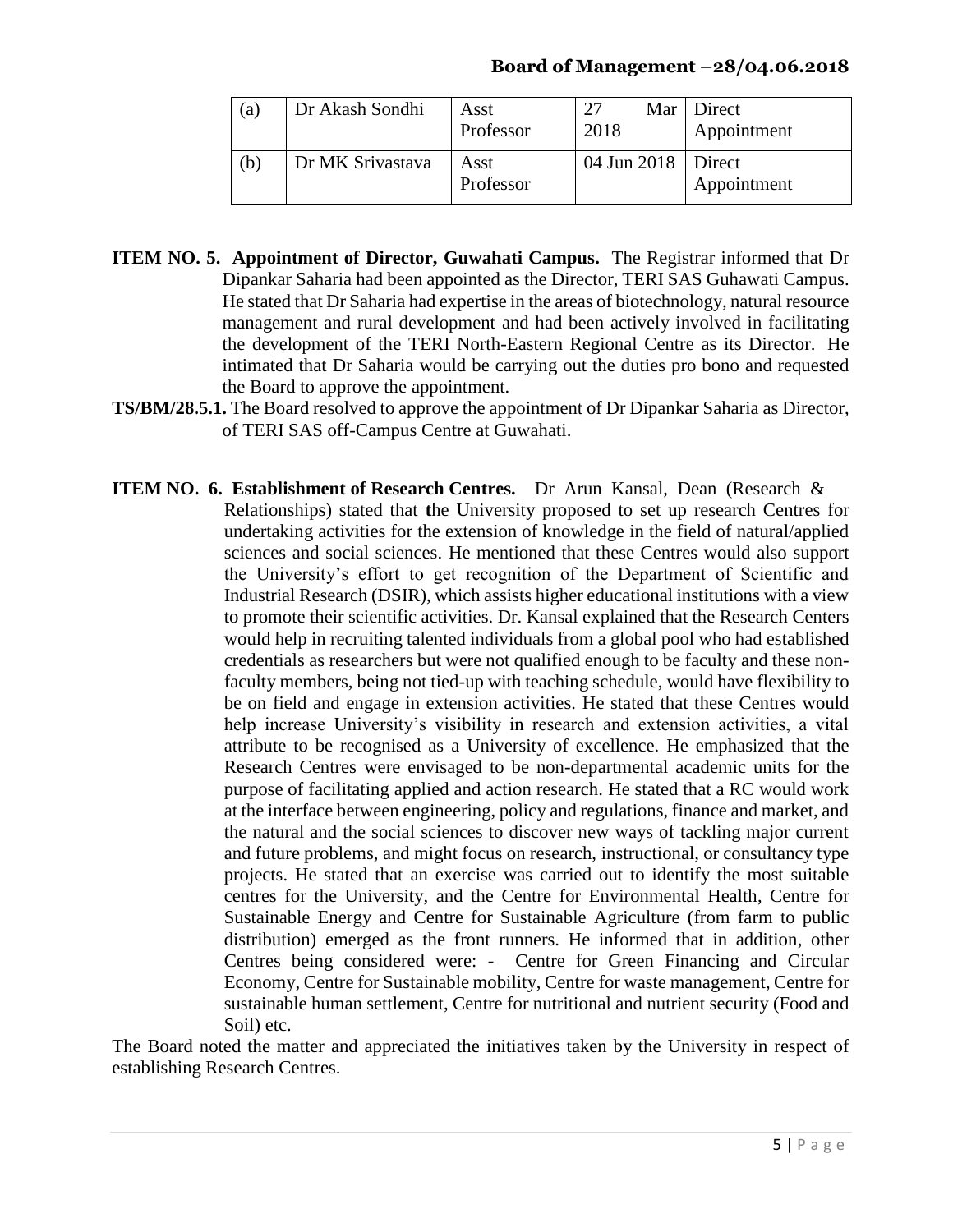| (a) | Dr Akash Sondhi | Asst Professor | 27 Mar 2018 | Direct Appointment |
|---|---|---|---|---|
| (b) | Dr MK Srivastava | Asst Professor | 04 Jun 2018 | Direct Appointment |

**ITEM NO. 5. Appointment of Director, Guwahati Campus.** The Registrar informed that Dr Dipankar Saharia had been appointed as the Director, TERI SAS Guhawati Campus. He stated that Dr Saharia had expertise in the areas of biotechnology, natural resource management and rural development and had been actively involved in facilitating the development of the TERI North-Eastern Regional Centre as its Director. He intimated that Dr Saharia would be carrying out the duties pro bono and requested the Board to approve the appointment.

**TS/BM/28.5.1.** The Board resolved to approve the appointment of Dr Dipankar Saharia as Director, of TERI SAS off-Campus Centre at Guwahati.

**ITEM NO. 6. Establishment of Research Centres.** Dr Arun Kansal, Dean (Research & Relationships) stated that **t**he University proposed to set up research Centres for undertaking activities for the extension of knowledge in the field of natural/applied sciences and social sciences. He mentioned that these Centres would also support the University's effort to get recognition of the Department of Scientific and Industrial Research (DSIR), which assists higher educational institutions with a view to promote their scientific activities. Dr. Kansal explained that the Research Centers would help in recruiting talented individuals from a global pool who had established credentials as researchers but were not qualified enough to be faculty and these non-faculty members, being not tied-up with teaching schedule, would have flexibility to be on field and engage in extension activities. He stated that these Centres would help increase University's visibility in research and extension activities, a vital attribute to be recognised as a University of excellence. He emphasized that the Research Centres were envisaged to be non-departmental academic units for the purpose of facilitating applied and action research. He stated that a RC would work at the interface between engineering, policy and regulations, finance and market, and the natural and the social sciences to discover new ways of tackling major current and future problems, and might focus on research, instructional, or consultancy type projects. He stated that an exercise was carried out to identify the most suitable centres for the University, and the Centre for Environmental Health, Centre for Sustainable Energy and Centre for Sustainable Agriculture (from farm to public distribution) emerged as the front runners. He informed that in addition, other Centres being considered were: - Centre for Green Financing and Circular Economy, Centre for Sustainable mobility, Centre for waste management, Centre for sustainable human settlement, Centre for nutritional and nutrient security (Food and Soil) etc.

The Board noted the matter and appreciated the initiatives taken by the University in respect of establishing Research Centres.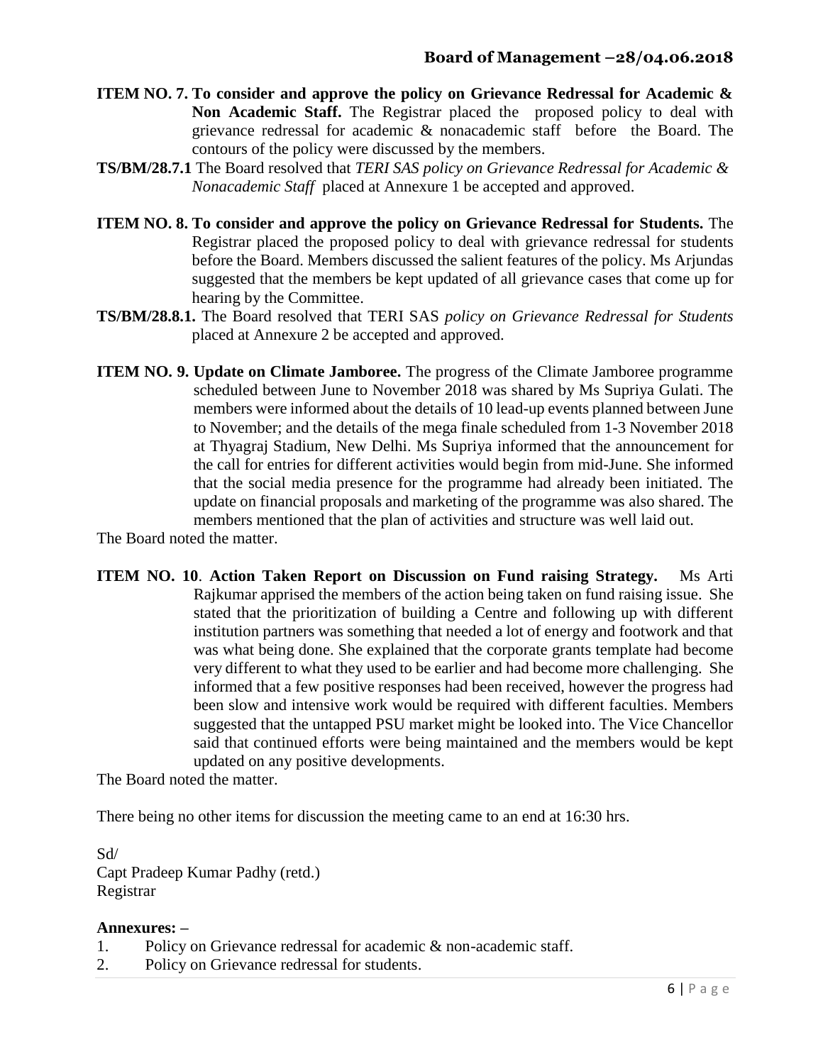**ITEM NO. 7. To consider and approve the policy on Grievance Redressal for Academic & Non Academic Staff.** The Registrar placed the proposed policy to deal with grievance redressal for academic & nonacademic staff before the Board. The contours of the policy were discussed by the members.

**TS/BM/28.7.1** The Board resolved that *TERI SAS policy on Grievance Redressal for Academic & Nonacademic Staff* placed at Annexure 1 be accepted and approved.

**ITEM NO. 8. To consider and approve the policy on Grievance Redressal for Students.** The Registrar placed the proposed policy to deal with grievance redressal for students before the Board. Members discussed the salient features of the policy. Ms Arjundas suggested that the members be kept updated of all grievance cases that come up for hearing by the Committee.

**TS/BM/28.8.1.** The Board resolved that TERI SAS *policy on Grievance Redressal for Students* placed at Annexure 2 be accepted and approved.

**ITEM NO. 9. Update on Climate Jamboree.** The progress of the Climate Jamboree programme scheduled between June to November 2018 was shared by Ms Supriya Gulati. The members were informed about the details of 10 lead-up events planned between June to November; and the details of the mega finale scheduled from 1-3 November 2018 at Thyagraj Stadium, New Delhi. Ms Supriya informed that the announcement for the call for entries for different activities would begin from mid-June. She informed that the social media presence for the programme had already been initiated. The update on financial proposals and marketing of the programme was also shared. The members mentioned that the plan of activities and structure was well laid out.

The Board noted the matter.

**ITEM NO. 10**. **Action Taken Report on Discussion on Fund raising Strategy.** Ms Arti Rajkumar apprised the members of the action being taken on fund raising issue. She stated that the prioritization of building a Centre and following up with different institution partners was something that needed a lot of energy and footwork and that was what being done. She explained that the corporate grants template had become very different to what they used to be earlier and had become more challenging. She informed that a few positive responses had been received, however the progress had been slow and intensive work would be required with different faculties. Members suggested that the untapped PSU market might be looked into. The Vice Chancellor said that continued efforts were being maintained and the members would be kept updated on any positive developments.

The Board noted the matter.

There being no other items for discussion the meeting came to an end at 16:30 hrs.

Sd/
Capt Pradeep Kumar Padhy (retd.)
Registrar

**Annexures: –**

1. Policy on Grievance redressal for academic & non-academic staff.
2. Policy on Grievance redressal for students.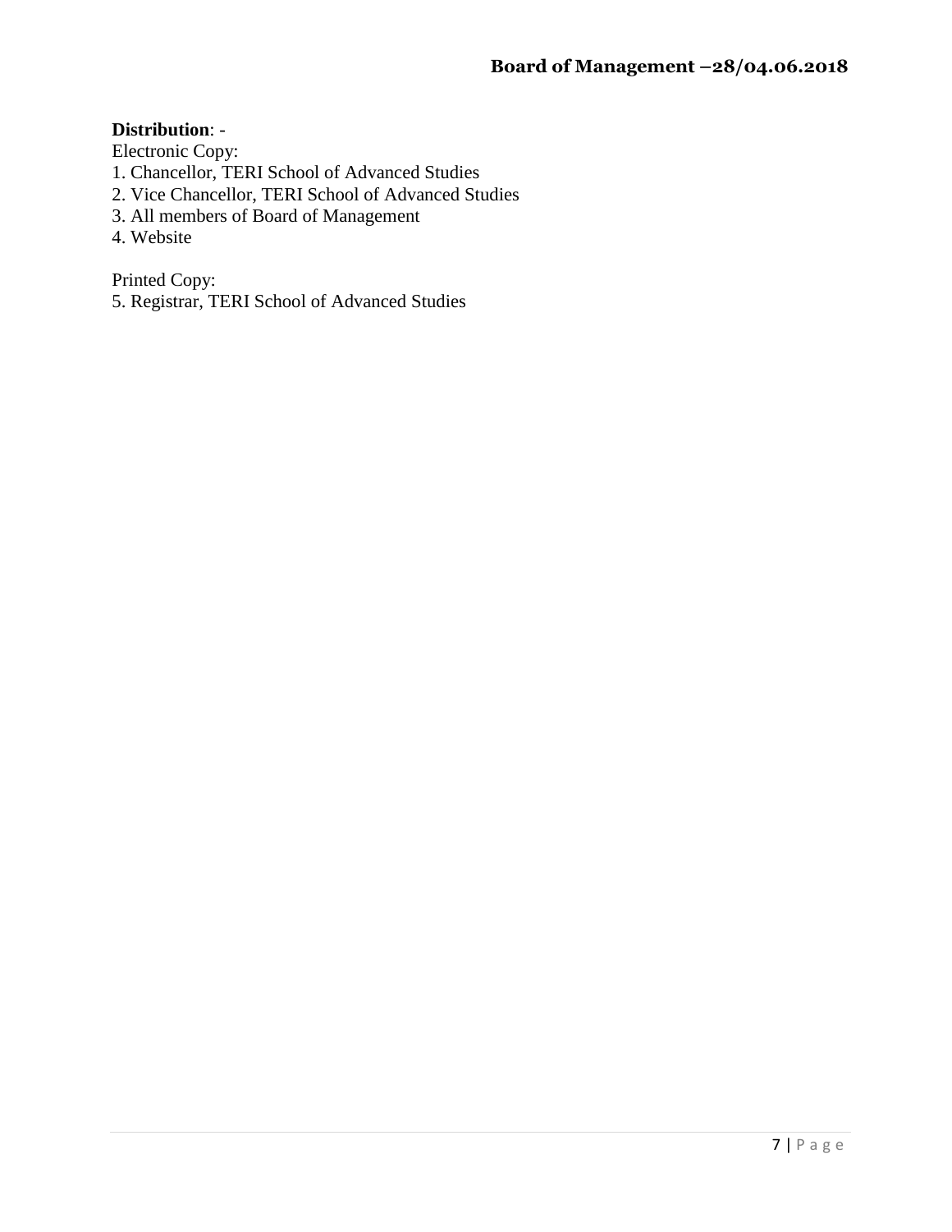**Distribution**: -

Electronic Copy:

1. Chancellor, TERI School of Advanced Studies
2. Vice Chancellor, TERI School of Advanced Studies
3. All members of Board of Management
4. Website

Printed Copy:

5. Registrar, TERI School of Advanced Studies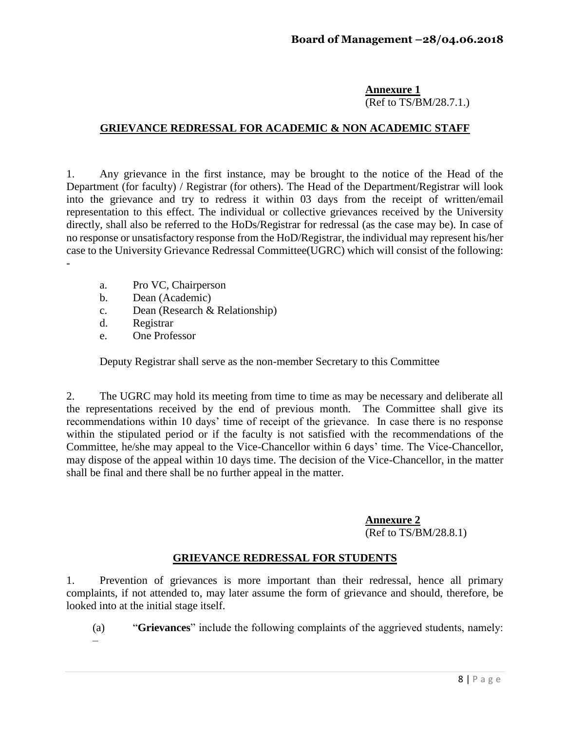**Annexure 1**
(Ref to TS/BM/28.7.1.)

## GRIEVANCE REDRESSAL FOR ACADEMIC & NON ACADEMIC STAFF

1. Any grievance in the first instance, may be brought to the notice of the Head of the Department (for faculty) / Registrar (for others). The Head of the Department/Registrar will look into the grievance and try to redress it within 03 days from the receipt of written/email representation to this effect. The individual or collective grievances received by the University directly, shall also be referred to the HoDs/Registrar for redressal (as the case may be). In case of no response or unsatisfactory response from the HoD/Registrar, the individual may represent his/her case to the University Grievance Redressal Committee(UGRC) which will consist of the following: -

   a. Pro VC, Chairperson
   b. Dean (Academic)
   c. Dean (Research & Relationship)
   d. Registrar
   e. One Professor

   Deputy Registrar shall serve as the non-member Secretary to this Committee

2. The UGRC may hold its meeting from time to time as may be necessary and deliberate all the representations received by the end of previous month. The Committee shall give its recommendations within 10 days' time of receipt of the grievance. In case there is no response within the stipulated period or if the faculty is not satisfied with the recommendations of the Committee, he/she may appeal to the Vice-Chancellor within 6 days' time. The Vice-Chancellor, may dispose of the appeal within 10 days time. The decision of the Vice-Chancellor, in the matter shall be final and there shall be no further appeal in the matter.

**Annexure 2**
(Ref to TS/BM/28.8.1)

## GRIEVANCE REDRESSAL FOR STUDENTS

1. Prevention of grievances is more important than their redressal, hence all primary complaints, if not attended to, may later assume the form of grievance and should, therefore, be looked into at the initial stage itself.

   (a) "**Grievances**" include the following complaints of the aggrieved students, namely: –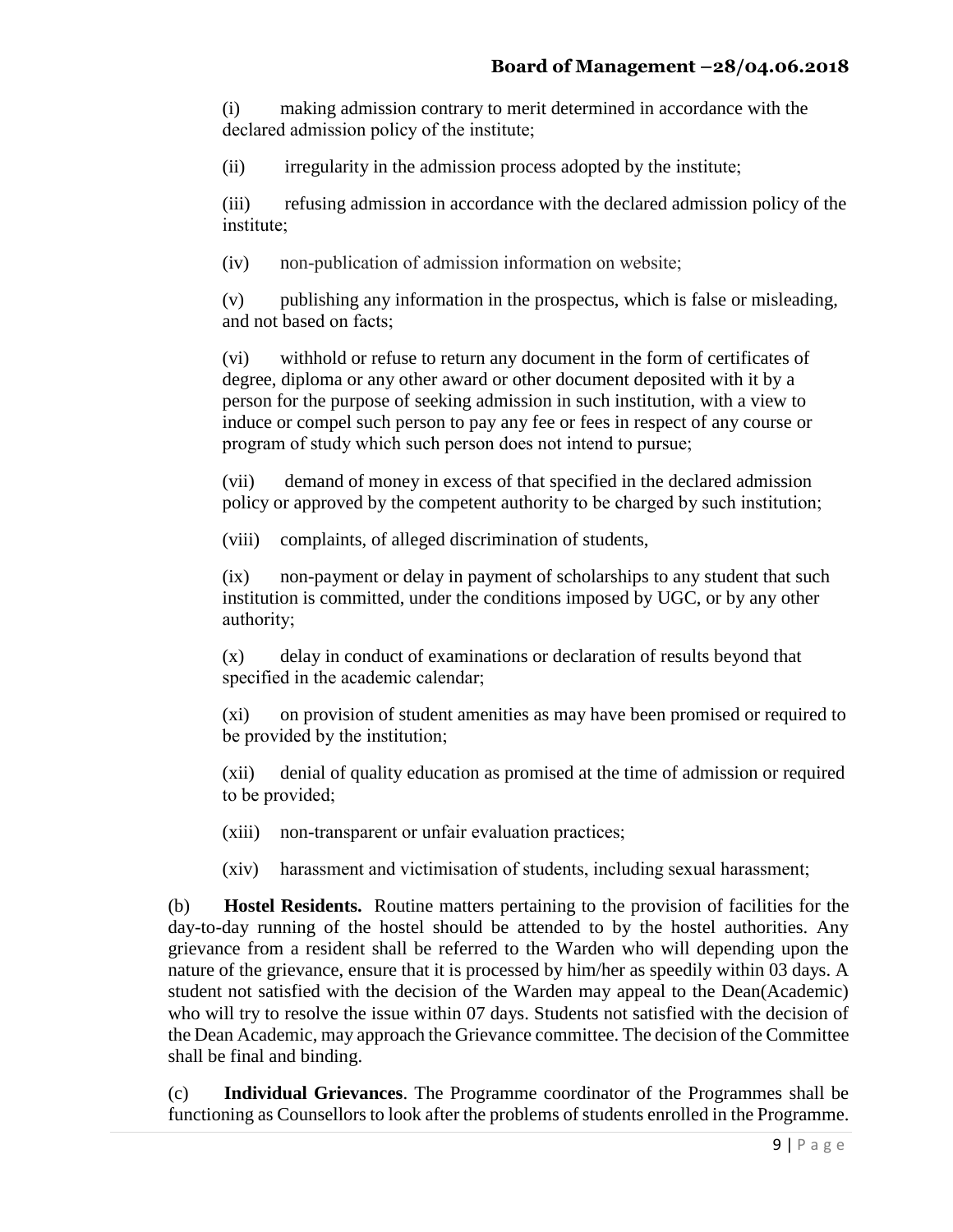(i) making admission contrary to merit determined in accordance with the declared admission policy of the institute;

(ii) irregularity in the admission process adopted by the institute;

(iii) refusing admission in accordance with the declared admission policy of the institute;

(iv) non-publication of admission information on website;

(v) publishing any information in the prospectus, which is false or misleading, and not based on facts;

(vi) withhold or refuse to return any document in the form of certificates of degree, diploma or any other award or other document deposited with it by a person for the purpose of seeking admission in such institution, with a view to induce or compel such person to pay any fee or fees in respect of any course or program of study which such person does not intend to pursue;

(vii) demand of money in excess of that specified in the declared admission policy or approved by the competent authority to be charged by such institution;

(viii) complaints, of alleged discrimination of students,

(ix) non-payment or delay in payment of scholarships to any student that such institution is committed, under the conditions imposed by UGC, or by any other authority;

(x) delay in conduct of examinations or declaration of results beyond that specified in the academic calendar;

(xi) on provision of student amenities as may have been promised or required to be provided by the institution;

(xii) denial of quality education as promised at the time of admission or required to be provided;

(xiii) non-transparent or unfair evaluation practices;

(xiv) harassment and victimisation of students, including sexual harassment;

(b) **Hostel Residents.** Routine matters pertaining to the provision of facilities for the day-to-day running of the hostel should be attended to by the hostel authorities. Any grievance from a resident shall be referred to the Warden who will depending upon the nature of the grievance, ensure that it is processed by him/her as speedily within 03 days. A student not satisfied with the decision of the Warden may appeal to the Dean(Academic) who will try to resolve the issue within 07 days. Students not satisfied with the decision of the Dean Academic, may approach the Grievance committee. The decision of the Committee shall be final and binding.

(c) **Individual Grievances**. The Programme coordinator of the Programmes shall be functioning as Counsellors to look after the problems of students enrolled in the Programme.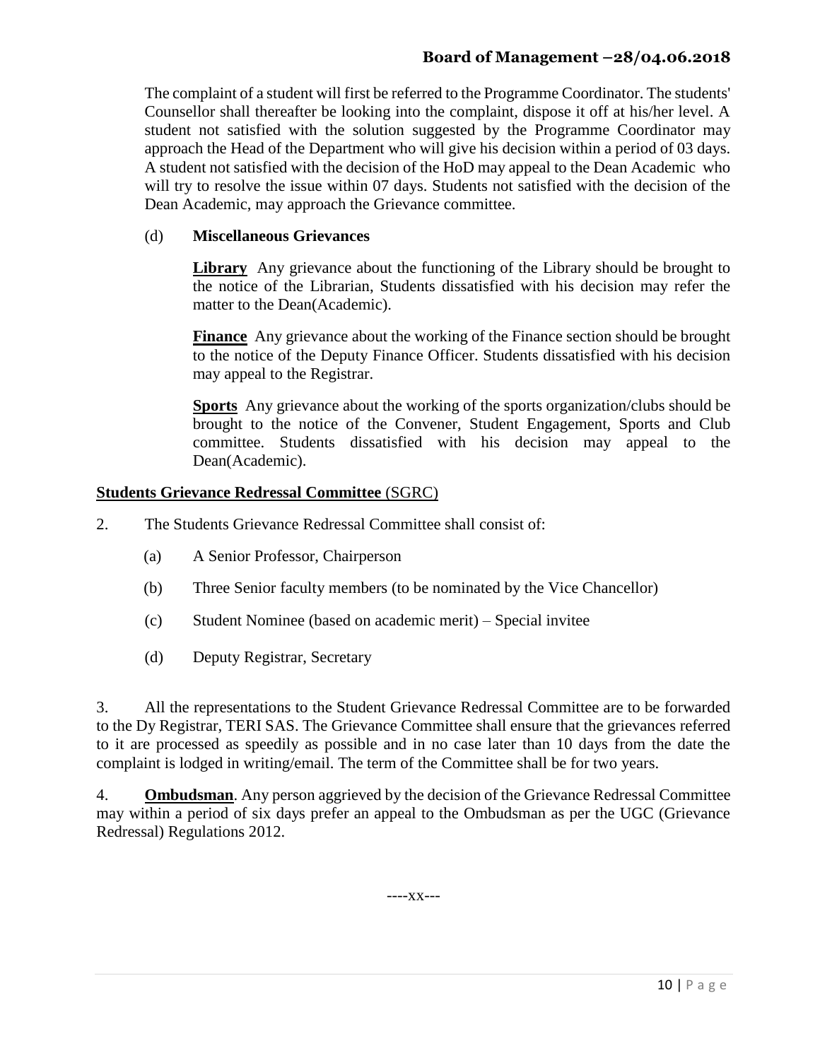The complaint of a student will first be referred to the Programme Coordinator. The students' Counsellor shall thereafter be looking into the complaint, dispose it off at his/her level. A student not satisfied with the solution suggested by the Programme Coordinator may approach the Head of the Department who will give his decision within a period of 03 days. A student not satisfied with the decision of the HoD may appeal to the Dean Academic who will try to resolve the issue within 07 days. Students not satisfied with the decision of the Dean Academic, may approach the Grievance committee.

(d) **Miscellaneous Grievances**

**Library** Any grievance about the functioning of the Library should be brought to the notice of the Librarian, Students dissatisfied with his decision may refer the matter to the Dean(Academic).

**Finance** Any grievance about the working of the Finance section should be brought to the notice of the Deputy Finance Officer. Students dissatisfied with his decision may appeal to the Registrar.

**Sports** Any grievance about the working of the sports organization/clubs should be brought to the notice of the Convener, Student Engagement, Sports and Club committee. Students dissatisfied with his decision may appeal to the Dean(Academic).

## **Students Grievance Redressal Committee** (SGRC)

2. The Students Grievance Redressal Committee shall consist of:

   (a) A Senior Professor, Chairperson

   (b) Three Senior faculty members (to be nominated by the Vice Chancellor)

   (c) Student Nominee (based on academic merit) – Special invitee

   (d) Deputy Registrar, Secretary

3. All the representations to the Student Grievance Redressal Committee are to be forwarded to the Dy Registrar, TERI SAS. The Grievance Committee shall ensure that the grievances referred to it are processed as speedily as possible and in no case later than 10 days from the date the complaint is lodged in writing/email. The term of the Committee shall be for two years.

4. **Ombudsman**. Any person aggrieved by the decision of the Grievance Redressal Committee may within a period of six days prefer an appeal to the Ombudsman as per the UGC (Grievance Redressal) Regulations 2012.

----xx---